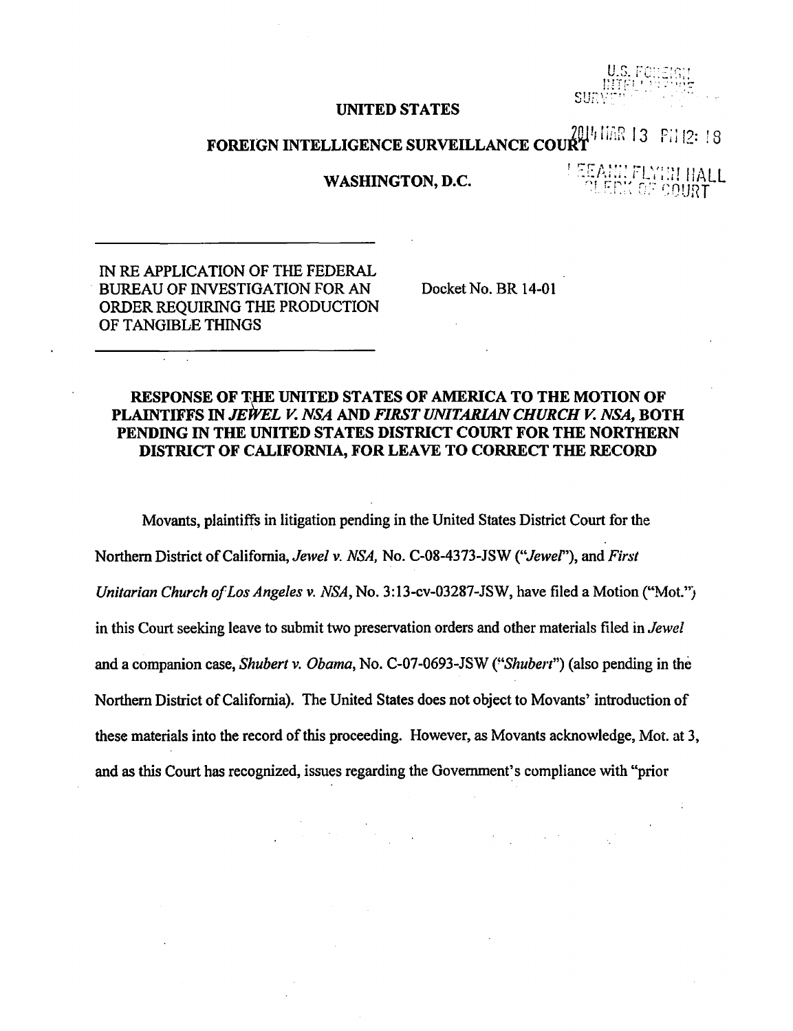U.S. FOREIGN INTELLIGENCE SURVEILLANCE COURT

2014 MAR 13 PM 12: 18

LEEANN FLYNN HALL CLERK OF COURT

**UNITED STATES**

**FOREIGN INTELLIGENCE SURVEILLANCE COURT**

**WASHINGTON, D.C.**

IN RE APPLICATION OF THE FEDERAL BUREAU OF INVESTIGATION FOR AN ORDER REQUIRING THE PRODUCTION OF TANGIBLE THINGS

Docket No. BR 14-01

**RESPONSE OF THE UNITED STATES OF AMERICA TO THE MOTION OF PLAINTIFFS IN *JEWEL V. NSA* AND *FIRST UNITARIAN CHURCH V. NSA*, BOTH PENDING IN THE UNITED STATES DISTRICT COURT FOR THE NORTHERN DISTRICT OF CALIFORNIA, FOR LEAVE TO CORRECT THE RECORD**

Movants, plaintiffs in litigation pending in the United States District Court for the Northern District of California, *Jewel v. NSA,* No. C-08-4373-JSW ("*Jewel*"), and *First Unitarian Church of Los Angeles v. NSA*, No. 3:13-cv-03287-JSW, have filed a Motion ("Mot.") in this Court seeking leave to submit two preservation orders and other materials filed in *Jewel* and a companion case, *Shubert v. Obama*, No. C-07-0693-JSW ("*Shubert*") (also pending in the Northern District of California). The United States does not object to Movants' introduction of these materials into the record of this proceeding. However, as Movants acknowledge, Mot. at 3, and as this Court has recognized, issues regarding the Government's compliance with "prior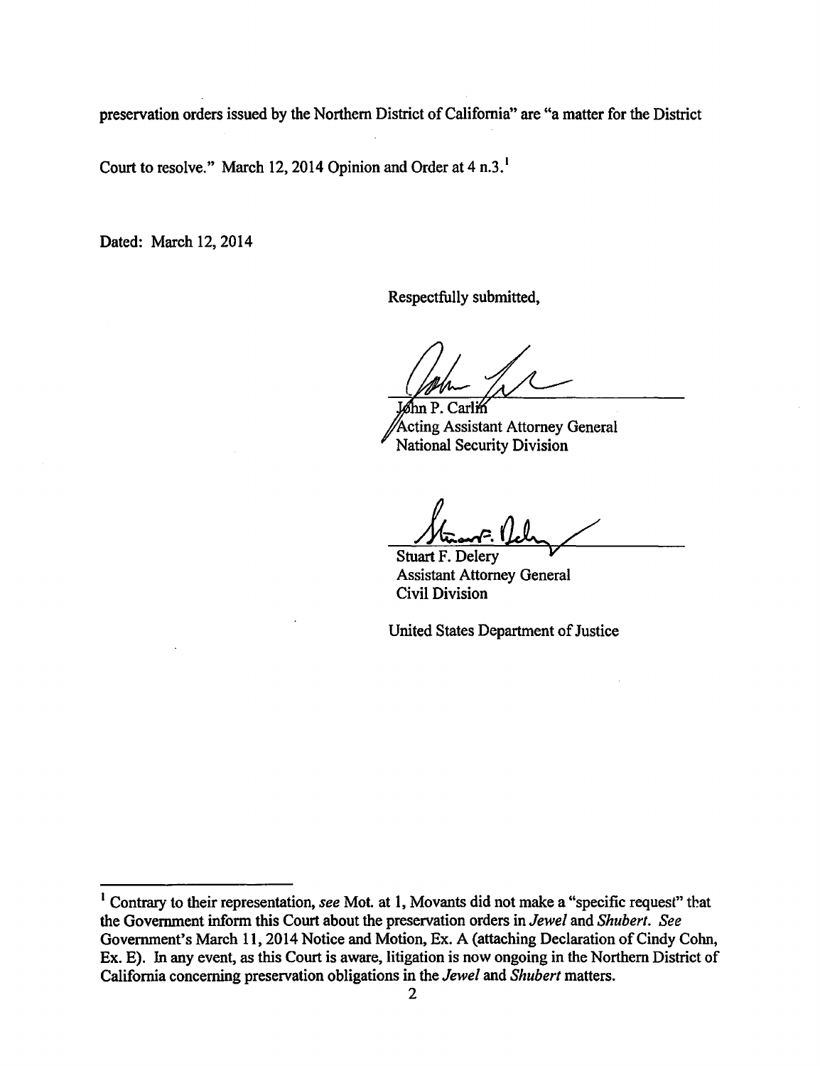preservation orders issued by the Northern District of California" are "a matter for the District Court to resolve." March 12, 2014 Opinion and Order at 4 n.3.[1]

Dated: March 12, 2014

Respectfully submitted,

John P. Carlin
Acting Assistant Attorney General
National Security Division

Stuart F. Delery
Assistant Attorney General
Civil Division

United States Department of Justice

---

[1] Contrary to their representation, *see* Mot. at 1, Movants did not make a "specific request" that the Government inform this Court about the preservation orders in *Jewel* and *Shubert*. *See* Government's March 11, 2014 Notice and Motion, Ex. A (attaching Declaration of Cindy Cohn, Ex. E). In any event, as this Court is aware, litigation is now ongoing in the Northern District of California concerning preservation obligations in the *Jewel* and *Shubert* matters.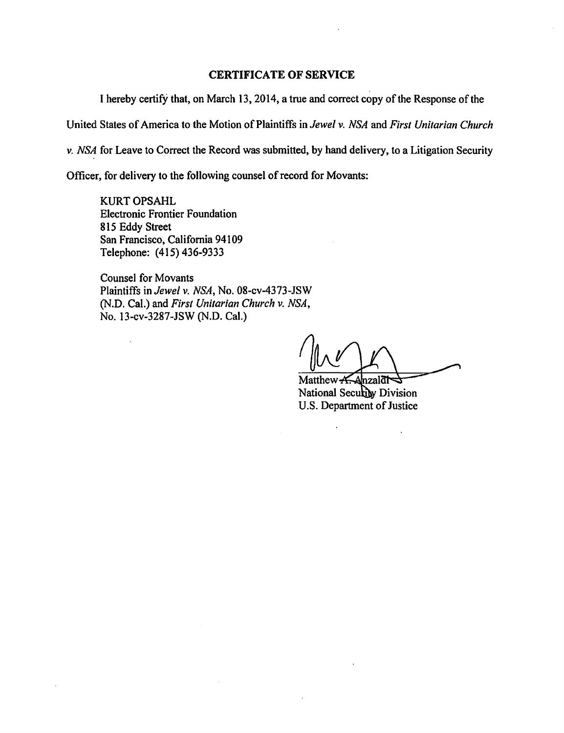## CERTIFICATE OF SERVICE

I hereby certify that, on March 13, 2014, a true and correct copy of the Response of the United States of America to the Motion of Plaintiffs in *Jewel v. NSA* and *First Unitarian Church v. NSA* for Leave to Correct the Record was submitted, by hand delivery, to a Litigation Security Officer, for delivery to the following counsel of record for Movants:

KURT OPSAHL
Electronic Frontier Foundation
815 Eddy Street
San Francisco, California 94109
Telephone: (415) 436-9333

Counsel for Movants
Plaintiffs in *Jewel v. NSA*, No. 08-cv-4373-JSW (N.D. Cal.) and *First Unitarian Church v. NSA*, No. 13-cv-3287-JSW (N.D. Cal.)

Matthew A. Anzaldi
National Security Division
U.S. Department of Justice